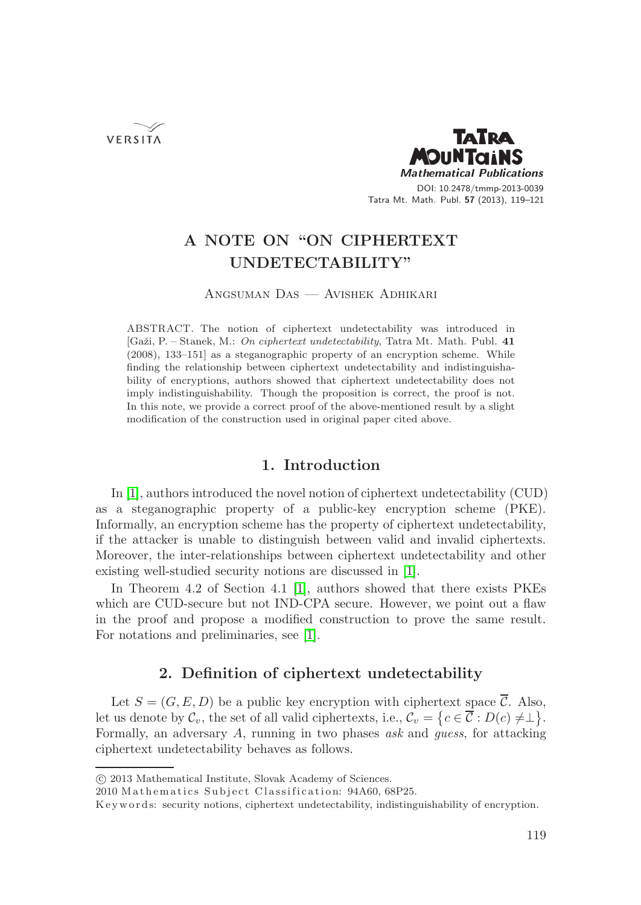# A NOTE ON "ON CIPHERTEXT UNDETECTABILITY"

Angsuman Das — Avishek Adhikari

ABSTRACT. The notion of ciphertext undetectability was introduced in [Gaži, P. – Stanek, M.: *On ciphertext undetectability*, Tatra Mt. Math. Publ. **41** (2008), 133–151] as a steganographic property of an encryption scheme. While finding the relationship between ciphertext undetectability and indistinguishability of encryptions, authors showed that ciphertext undetectability does not imply indistinguishability. Though the proposition is correct, the proof is not. In this note, we provide a correct proof of the above-mentioned result by a slight modification of the construction used in original paper cited above.

## 1. Introduction

In [1], authors introduced the novel notion of ciphertext undetectability (CUD) as a steganographic property of a public-key encryption scheme (PKE). Informally, an encryption scheme has the property of ciphertext undetectability, if the attacker is unable to distinguish between valid and invalid ciphertexts. Moreover, the inter-relationships between ciphertext undetectability and other existing well-studied security notions are discussed in [1].

In Theorem 4.2 of Section 4.1 [1], authors showed that there exists PKEs which are CUD-secure but not IND-CPA secure. However, we point out a flaw in the proof and propose a modified construction to prove the same result. For notations and preliminaries, see [1].

## 2. Definition of ciphertext undetectability

Let $S = (G, E, D)$ be a public key encryption with ciphertext space $\overline{\mathcal{C}}$. Also, let us denote by $\mathcal{C}_v$, the set of all valid ciphertexts, i.e., $\mathcal{C}_v = \{c \in \overline{\mathcal{C}} : D(c) \neq \perp\}$. Formally, an adversary $A$, running in two phases *ask* and *guess*, for attacking ciphertext undetectability behaves as follows.

---

© 2013 Mathematical Institute, Slovak Academy of Sciences.

2010 Mathematics Subject Classification: 94A60, 68P25.

Keywords: security notions, ciphertext undetectability, indistinguishability of encryption.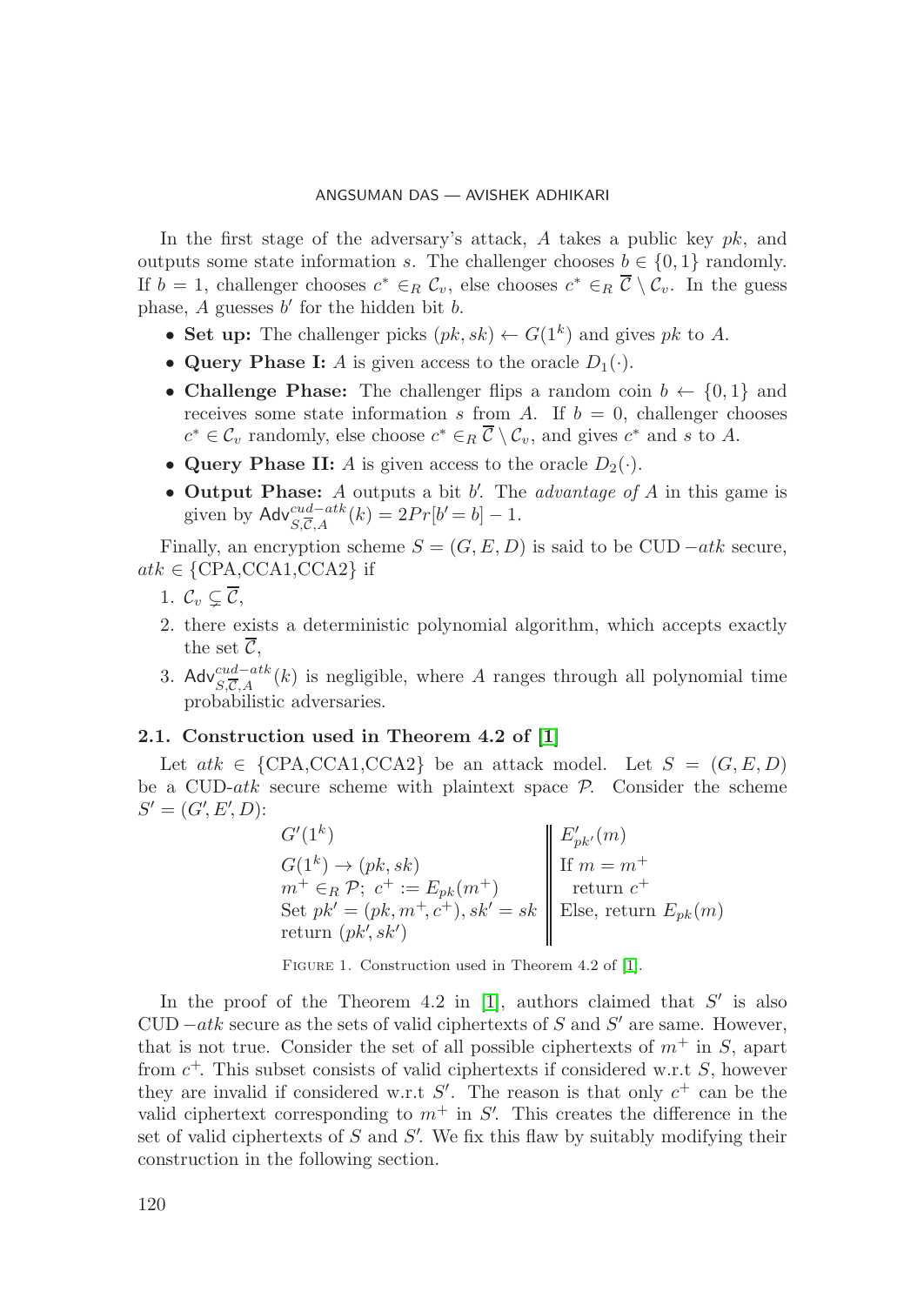In the first stage of the adversary's attack, $A$ takes a public key $pk$, and outputs some state information $s$. The challenger chooses $b \in \{0, 1\}$ randomly. If $b = 1$, challenger chooses $c^* \in_R \mathcal{C}_v$, else chooses $c^* \in_R \overline{\mathcal{C}} \setminus \mathcal{C}_v$. In the guess phase, $A$ guesses $b'$ for the hidden bit $b$.

- **Set up:** The challenger picks $(pk, sk) \leftarrow G(1^k)$ and gives $pk$ to $A$.
- **Query Phase I:** $A$ is given access to the oracle $D_1(\cdot)$.
- **Challenge Phase:** The challenger flips a random coin $b \leftarrow \{0, 1\}$ and receives some state information $s$ from $A$. If $b = 0$, challenger chooses $c^* \in \mathcal{C}_v$ randomly, else choose $c^* \in_R \overline{\mathcal{C}} \setminus \mathcal{C}_v$, and gives $c^*$ and $s$ to $A$.
- **Query Phase II:** $A$ is given access to the oracle $D_2(\cdot)$.
- **Output Phase:** $A$ outputs a bit $b'$. The *advantage of* $A$ in this game is given by $\mathsf{Adv}^{cud-atk}_{S,\overline{\mathcal{C}},A}(k) = 2Pr[b' = b] - 1$.

Finally, an encryption scheme $S = (G, E, D)$ is said to be CUD $-atk$ secure, $atk \in$ {CPA,CCA1,CCA2} if

1. $\mathcal{C}_v \subsetneq \overline{\mathcal{C}}$,
2. there exists a deterministic polynomial algorithm, which accepts exactly the set $\overline{\mathcal{C}}$,
3. $\mathsf{Adv}^{cud-atk}_{S,\overline{\mathcal{C}},A}(k)$ is negligible, where $A$ ranges through all polynomial time probabilistic adversaries.

### 2.1. Construction used in Theorem 4.2 of [1]

Let $atk \in$ {CPA,CCA1,CCA2} be an attack model. Let $S = (G, E, D)$ be a CUD-$atk$ secure scheme with plaintext space $\mathcal{P}$. Consider the scheme $S' = (G', E', D)$:

| $G'(1^k)$ | $E'_{pk'}(m)$ |
| --- | --- |
| $G(1^k) \rightarrow (pk, sk)$ | If $m = m^+$ |
| $m^+ \in_R \mathcal{P}$; $c^+ := E_{pk}(m^+)$ | return $c^+$ |
| Set $pk' = (pk, m^+, c^+), sk' = sk$ | Else, return $E_{pk}(m)$ |
| return $(pk', sk')$ | |

Figure 1. Construction used in Theorem 4.2 of [1].

In the proof of the Theorem 4.2 in [1], authors claimed that $S'$ is also CUD $-atk$ secure as the sets of valid ciphertexts of $S$ and $S'$ are same. However, that is not true. Consider the set of all possible ciphertexts of $m^+$ in $S$, apart from $c^+$. This subset consists of valid ciphertexts if considered w.r.t $S$, however they are invalid if considered w.r.t $S'$. The reason is that only $c^+$ can be the valid ciphertext corresponding to $m^+$ in $S'$. This creates the difference in the set of valid ciphertexts of $S$ and $S'$. We fix this flaw by suitably modifying their construction in the following section.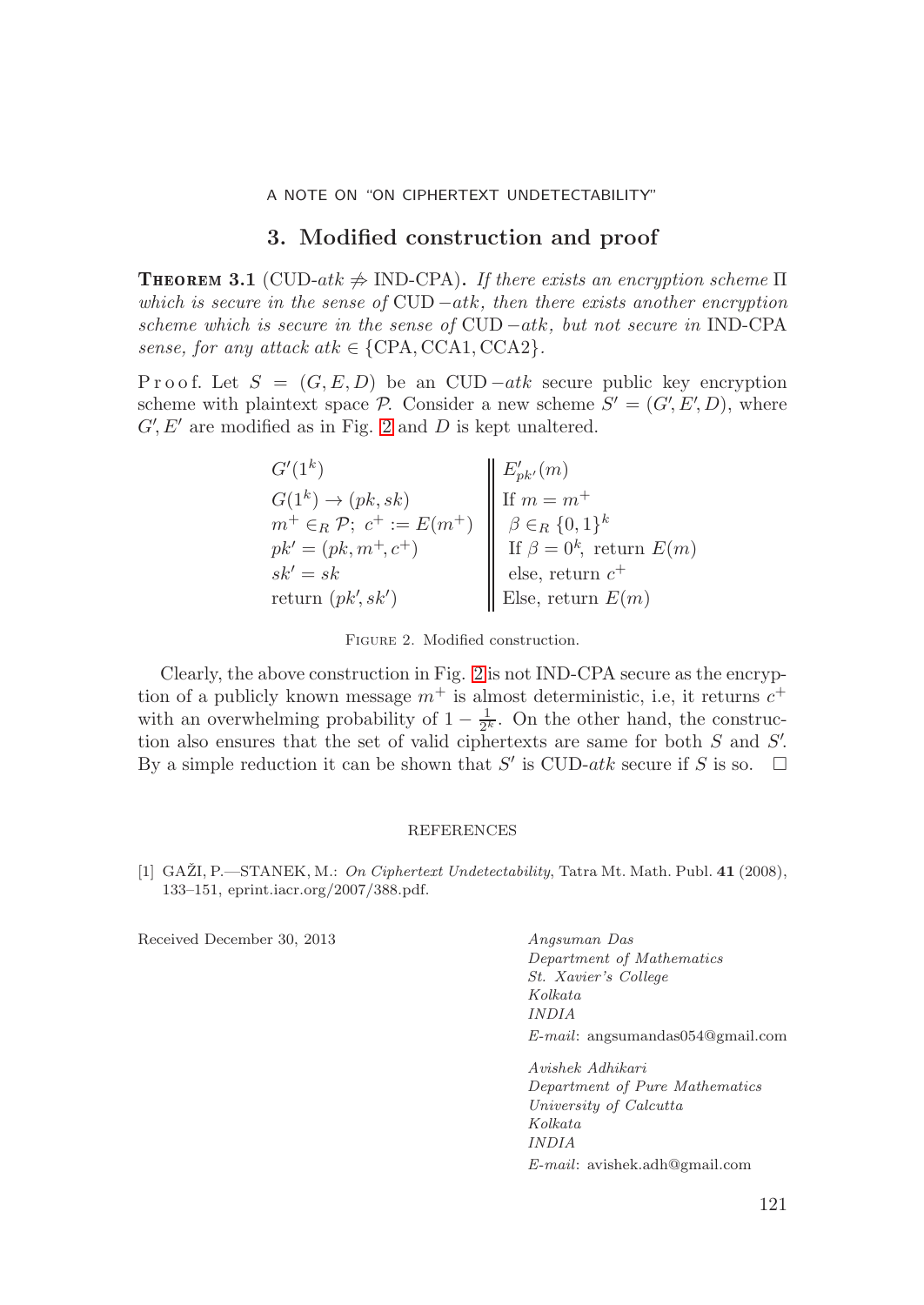## 3. Modified construction and proof

**Theorem 3.1** (CUD-$atk \not\Rightarrow$ IND-CPA). *If there exists an encryption scheme* $\Pi$ *which is secure in the sense of* CUD $-atk$*, then there exists another encryption scheme which is secure in the sense of* CUD $-atk$*, but not secure in* IND-CPA *sense, for any attack* $atk \in \{\text{CPA}, \text{CCA1}, \text{CCA2}\}$.

Proof. Let $S = (G, E, D)$ be an CUD $-atk$ secure public key encryption scheme with plaintext space $\mathcal{P}$. Consider a new scheme $S' = (G', E', D)$, where $G', E'$ are modified as in Fig. 2 and $D$ is kept unaltered.

| | |
|---|---|
| $G'(1^k)$ | $E'_{pk'}(m)$ |
| $G(1^k) \to (pk, sk)$ | If $m = m^+$ |
| $m^+ \in_R \mathcal{P}$; $c^+ := E(m^+)$ | $\beta \in_R \{0,1\}^k$ |
| $pk' = (pk, m^+, c^+)$ | If $\beta = 0^k$, return $E(m)$ |
| $sk' = sk$ | else, return $c^+$ |
| return $(pk', sk')$ | Else, return $E(m)$ |

Figure 2. Modified construction.

Clearly, the above construction in Fig. 2 is not IND-CPA secure as the encryption of a publicly known message $m^+$ is almost deterministic, i.e, it returns $c^+$ with an overwhelming probability of $1 - \frac{1}{2^k}$. On the other hand, the construction also ensures that the set of valid ciphertexts are same for both $S$ and $S'$. By a simple reduction it can be shown that $S'$ is CUD-$atk$ secure if $S$ is so. $\square$

REFERENCES

[1] GAŽI, P.—STANEK, M.: *On Ciphertext Undetectability*, Tatra Mt. Math. Publ. **41** (2008), 133–151, eprint.iacr.org/2007/388.pdf.

Received December 30, 2013

*Angsuman Das*
*Department of Mathematics*
*St. Xavier's College*
*Kolkata*
*INDIA*
*E-mail*: angsumandas054@gmail.com

*Avishek Adhikari*
*Department of Pure Mathematics*
*University of Calcutta*
*Kolkata*
*INDIA*
*E-mail*: avishek.adh@gmail.com